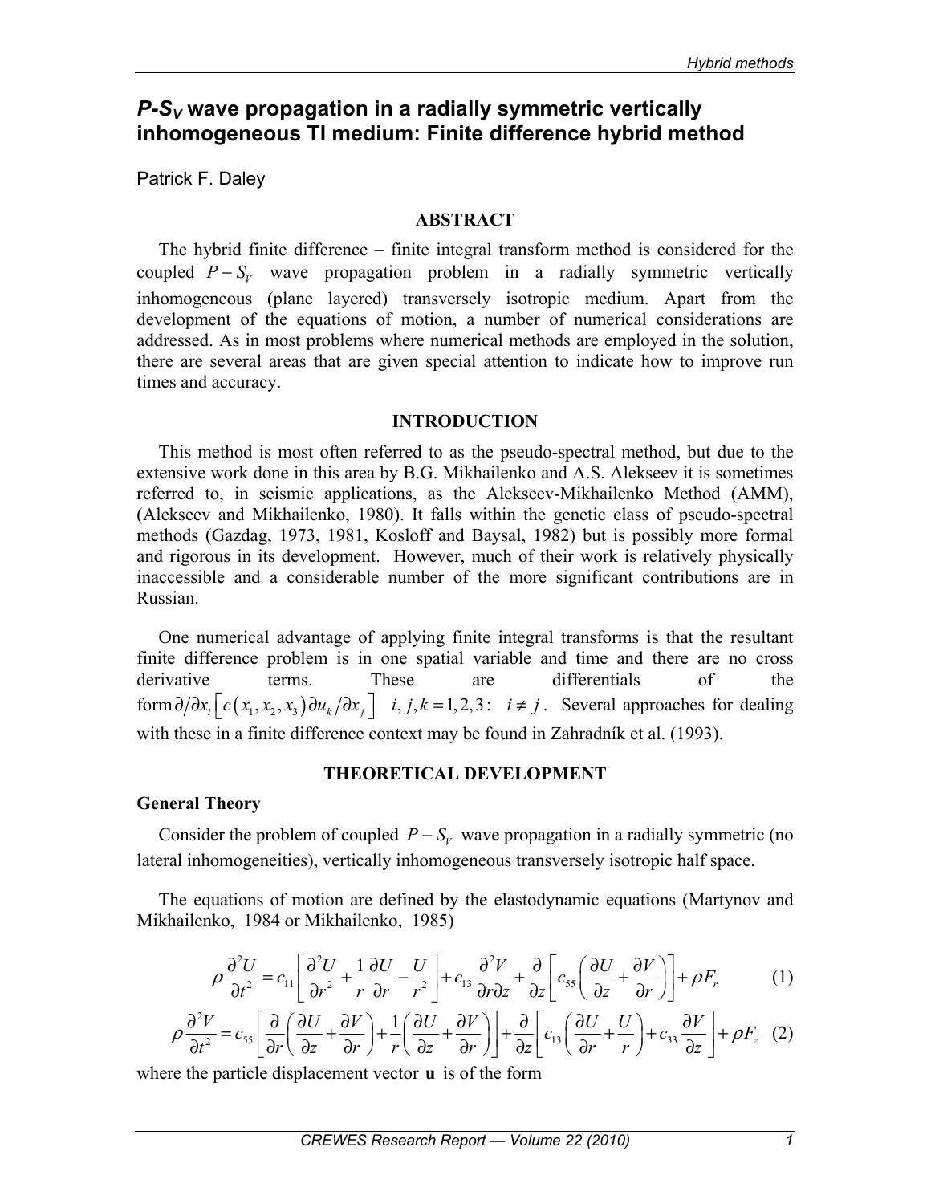# $P$-$S_V$ wave propagation in a radially symmetric vertically inhomogeneous TI medium: Finite difference hybrid method

Patrick F. Daley

## ABSTRACT

The hybrid finite difference – finite integral transform method is considered for the coupled $P-S_V$ wave propagation problem in a radially symmetric vertically inhomogeneous (plane layered) transversely isotropic medium. Apart from the development of the equations of motion, a number of numerical considerations are addressed. As in most problems where numerical methods are employed in the solution, there are several areas that are given special attention to indicate how to improve run times and accuracy.

## INTRODUCTION

This method is most often referred to as the pseudo-spectral method, but due to the extensive work done in this area by B.G. Mikhailenko and A.S. Alekseev it is sometimes referred to, in seismic applications, as the Alekseev-Mikhailenko Method (AMM), (Alekseev and Mikhailenko, 1980). It falls within the genetic class of pseudo-spectral methods (Gazdag, 1973, 1981, Kosloff and Baysal, 1982) but is possibly more formal and rigorous in its development. However, much of their work is relatively physically inaccessible and a considerable number of the more significant contributions are in Russian.

One numerical advantage of applying finite integral transforms is that the resultant finite difference problem is in one spatial variable and time and there are no cross derivative terms. These are differentials of the form $\partial/\partial x_i \left[ c\left(x_1, x_2, x_3\right) \partial u_k / \partial x_j \right] \quad i,j,k = 1,2,3: \quad i \neq j$. Several approaches for dealing with these in a finite difference context may be found in Zahradník et al. (1993).

## THEORETICAL DEVELOPMENT

### General Theory

Consider the problem of coupled $P-S_V$ wave propagation in a radially symmetric (no lateral inhomogeneities), vertically inhomogeneous transversely isotropic half space.

The equations of motion are defined by the elastodynamic equations (Martynov and Mikhailenko, 1984 or Mikhailenko, 1985)

$$\rho \frac{\partial^2 U}{\partial t^2} = c_{11}\left[\frac{\partial^2 U}{\partial r^2} + \frac{1}{r}\frac{\partial U}{\partial r} - \frac{U}{r^2}\right] + c_{13}\frac{\partial^2 V}{\partial r \partial z} + \frac{\partial}{\partial z}\left[c_{55}\left(\frac{\partial U}{\partial z} + \frac{\partial V}{\partial r}\right)\right] + \rho F_r \tag{1}$$

$$\rho \frac{\partial^2 V}{\partial t^2} = c_{55}\left[\frac{\partial}{\partial r}\left(\frac{\partial U}{\partial z} + \frac{\partial V}{\partial r}\right) + \frac{1}{r}\left(\frac{\partial U}{\partial z} + \frac{\partial V}{\partial r}\right)\right] + \frac{\partial}{\partial z}\left[c_{13}\left(\frac{\partial U}{\partial r} + \frac{U}{r}\right) + c_{33}\frac{\partial V}{\partial z}\right] + \rho F_z \tag{2}$$

where the particle displacement vector $\mathbf{u}$ is of the form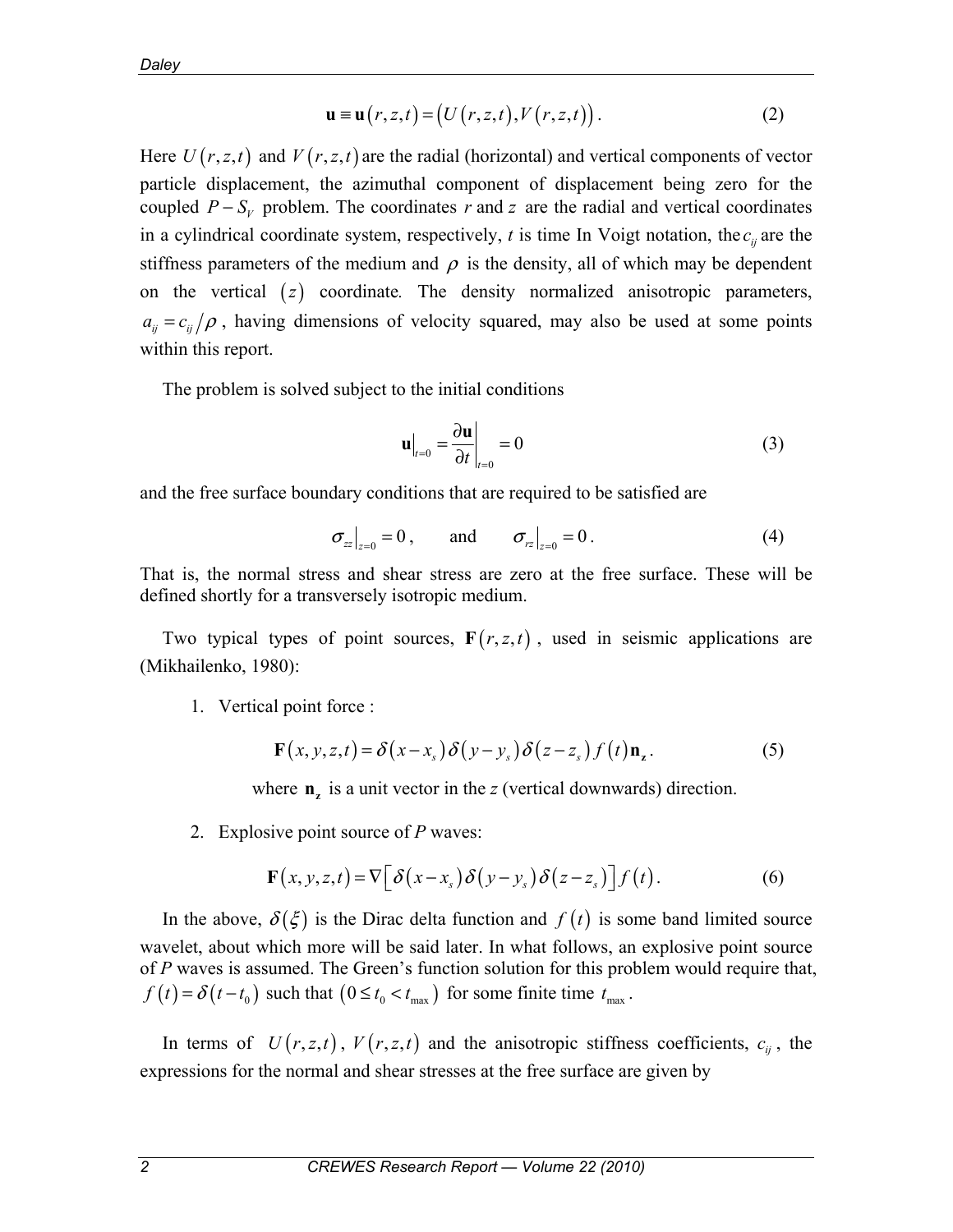$$\mathbf{u} \equiv \mathbf{u}(r,z,t) = \left(U(r,z,t), V(r,z,t)\right). \tag{2}$$

Here $U(r,z,t)$ and $V(r,z,t)$ are the radial (horizontal) and vertical components of vector particle displacement, the azimuthal component of displacement being zero for the coupled $P-S_V$ problem. The coordinates $r$ and $z$ are the radial and vertical coordinates in a cylindrical coordinate system, respectively, $t$ is time In Voigt notation, the $c_{ij}$ are the stiffness parameters of the medium and $\rho$ is the density, all of which may be dependent on the vertical $(z)$ coordinate. The density normalized anisotropic parameters, $a_{ij} = c_{ij}/\rho$, having dimensions of velocity squared, may also be used at some points within this report.

The problem is solved subject to the initial conditions

$$\mathbf{u}\big|_{t=0} = \frac{\partial \mathbf{u}}{\partial t}\bigg|_{t=0} = 0 \tag{3}$$

and the free surface boundary conditions that are required to be satisfied are

$$\sigma_{zz}\big|_{z=0} = 0, \qquad \text{and} \qquad \sigma_{rz}\big|_{z=0} = 0. \tag{4}$$

That is, the normal stress and shear stress are zero at the free surface. These will be defined shortly for a transversely isotropic medium.

Two typical types of point sources, $\mathbf{F}(r,z,t)$, used in seismic applications are (Mikhailenko, 1980):

1. Vertical point force :

$$\mathbf{F}(x,y,z,t) = \delta(x-x_s)\delta(y-y_s)\delta(z-z_s)f(t)\mathbf{n_z}. \tag{5}$$

where $\mathbf{n_z}$ is a unit vector in the $z$ (vertical downwards) direction.

2. Explosive point source of $P$ waves:

$$\mathbf{F}(x,y,z,t) = \nabla\left[\delta(x-x_s)\delta(y-y_s)\delta(z-z_s)\right]f(t). \tag{6}$$

In the above, $\delta(\xi)$ is the Dirac delta function and $f(t)$ is some band limited source wavelet, about which more will be said later. In what follows, an explosive point source of $P$ waves is assumed. The Green's function solution for this problem would require that, $f(t) = \delta(t-t_0)$ such that $(0 \le t_0 < t_{\max})$ for some finite time $t_{\max}$.

In terms of $U(r,z,t)$, $V(r,z,t)$ and the anisotropic stiffness coefficients, $c_{ij}$, the expressions for the normal and shear stresses at the free surface are given by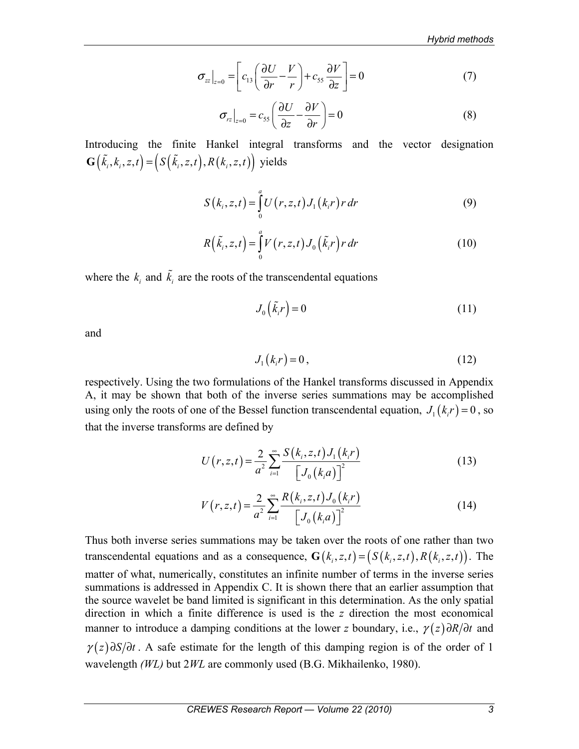$$
\sigma_{zz}\big|_{z=0} = \left[ c_{13}\left( \frac{\partial U}{\partial r} - \frac{V}{r} \right) + c_{55}\frac{\partial V}{\partial z} \right] = 0 \tag{7}
$$

$$
\sigma_{rz}\big|_{z=0} = c_{55}\left( \frac{\partial U}{\partial z} - \frac{\partial V}{\partial r} \right) = 0 \tag{8}
$$

Introducing the finite Hankel integral transforms and the vector designation $\mathbf{G}\left(\tilde{k}_i, k_i, z, t\right) = \left(S\left(\tilde{k}_i, z, t\right), R\left(k_i, z, t\right)\right)$ yields

$$
S\left(k_i, z, t\right) = \int_0^a U\left(r, z, t\right) J_1\left(k_i r\right) r\, dr \tag{9}
$$

$$
R\left(\tilde{k}_i, z, t\right) = \int_0^a V\left(r, z, t\right) J_0\left(\tilde{k}_i r\right) r\, dr \tag{10}
$$

where the $k_i$ and $\tilde{k}_i$ are the roots of the transcendental equations

$$
J_0\left(\tilde{k}_i r\right) = 0 \tag{11}
$$

and

$$
J_1\left(k_i r\right) = 0, \tag{12}
$$

respectively. Using the two formulations of the Hankel transforms discussed in Appendix A, it may be shown that both of the inverse series summations may be accomplished using only the roots of one of the Bessel function transcendental equation, $J_1\left(k_i r\right) = 0$, so that the inverse transforms are defined by

$$
U\left(r, z, t\right) = \frac{2}{a^2} \sum_{i=1}^{\infty} \frac{S\left(k_i, z, t\right) J_1\left(k_i r\right)}{\left[J_0\left(k_i a\right)\right]^2} \tag{13}
$$

$$
V\left(r, z, t\right) = \frac{2}{a^2} \sum_{i=1}^{\infty} \frac{R\left(k_i, z, t\right) J_0\left(k_i r\right)}{\left[J_0\left(k_i a\right)\right]^2} \tag{14}
$$

Thus both inverse series summations may be taken over the roots of one rather than two transcendental equations and as a consequence, $\mathbf{G}\left(k_i, z, t\right) = \left(S\left(k_i, z, t\right), R\left(k_i, z, t\right)\right)$. The matter of what, numerically, constitutes an infinite number of terms in the inverse series summations is addressed in Appendix C. It is shown there that an earlier assumption that the source wavelet be band limited is significant in this determination. As the only spatial direction in which a finite difference is used is the *z* direction the most economical manner to introduce a damping conditions at the lower *z* boundary, i.e., $\gamma\left(z\right)\partial R/\partial t$ and $\gamma\left(z\right)\partial S/\partial t$. A safe estimate for the length of this damping region is of the order of 1 wavelength *(WL)* but 2*WL* are commonly used (B.G. Mikhailenko, 1980).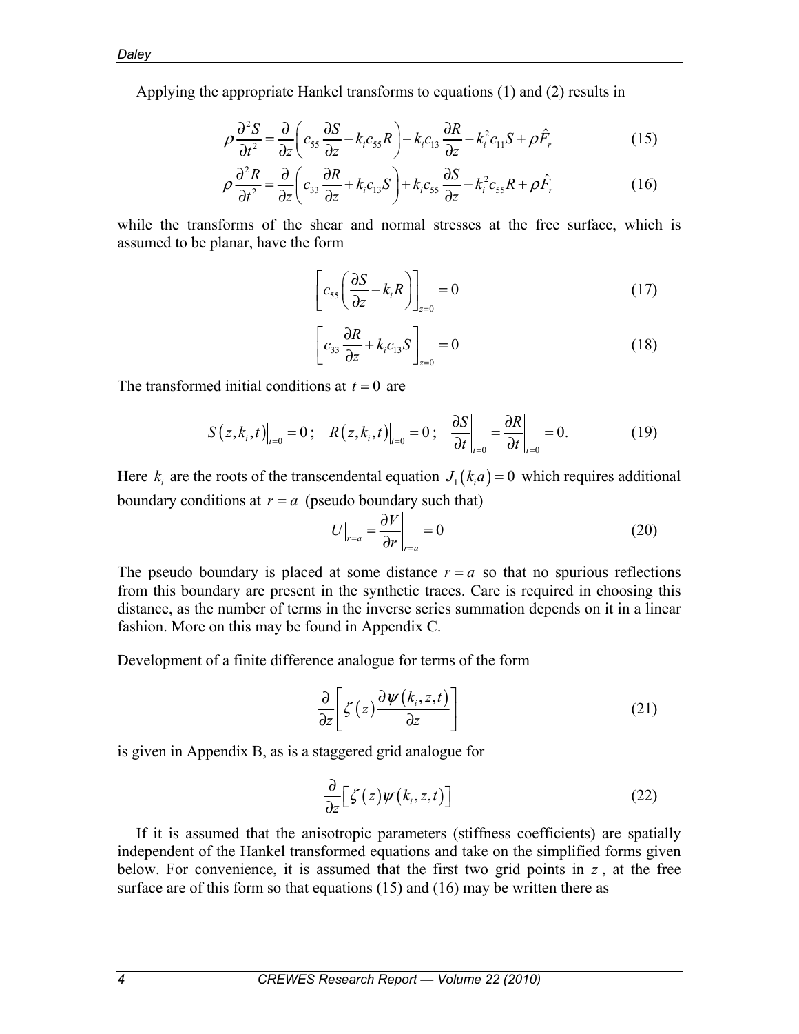Applying the appropriate Hankel transforms to equations (1) and (2) results in

$$\rho \frac{\partial^2 S}{\partial t^2} = \frac{\partial}{\partial z}\left( c_{55} \frac{\partial S}{\partial z} - k_i c_{55} R \right) - k_i c_{13} \frac{\partial R}{\partial z} - k_i^2 c_{11} S + \rho \hat{F}_r \tag{15}$$

$$\rho \frac{\partial^2 R}{\partial t^2} = \frac{\partial}{\partial z}\left( c_{33} \frac{\partial R}{\partial z} + k_i c_{13} S \right) + k_i c_{55} \frac{\partial S}{\partial z} - k_i^2 c_{55} R + \rho \hat{F}_r \tag{16}$$

while the transforms of the shear and normal stresses at the free surface, which is assumed to be planar, have the form

$$\left[ c_{55} \left( \frac{\partial S}{\partial z} - k_i R \right) \right]_{z=0} = 0 \tag{17}$$

$$\left[ c_{33} \frac{\partial R}{\partial z} + k_i c_{13} S \right]_{z=0} = 0 \tag{18}$$

The transformed initial conditions at $t = 0$ are

$$S(z, k_i, t)\big|_{t=0} = 0\,; \quad R(z, k_i, t)\big|_{t=0} = 0\,; \quad \left.\frac{\partial S}{\partial t}\right|_{t=0} = \left.\frac{\partial R}{\partial t}\right|_{t=0} = 0. \tag{19}$$

Here $k_i$ are the roots of the transcendental equation $J_1(k_i a) = 0$ which requires additional boundary conditions at $r = a$ (pseudo boundary such that)

$$U\big|_{r=a} = \left.\frac{\partial V}{\partial r}\right|_{r=a} = 0 \tag{20}$$

The pseudo boundary is placed at some distance $r = a$ so that no spurious reflections from this boundary are present in the synthetic traces. Care is required in choosing this distance, as the number of terms in the inverse series summation depends on it in a linear fashion. More on this may be found in Appendix C.

Development of a finite difference analogue for terms of the form

$$\frac{\partial}{\partial z}\left[ \zeta(z) \frac{\partial \psi(k_i, z, t)}{\partial z} \right] \tag{21}$$

is given in Appendix B, as is a staggered grid analogue for

$$\frac{\partial}{\partial z}\left[ \zeta(z) \psi(k_i, z, t) \right] \tag{22}$$

If it is assumed that the anisotropic parameters (stiffness coefficients) are spatially independent of the Hankel transformed equations and take on the simplified forms given below. For convenience, it is assumed that the first two grid points in $z$, at the free surface are of this form so that equations (15) and (16) may be written there as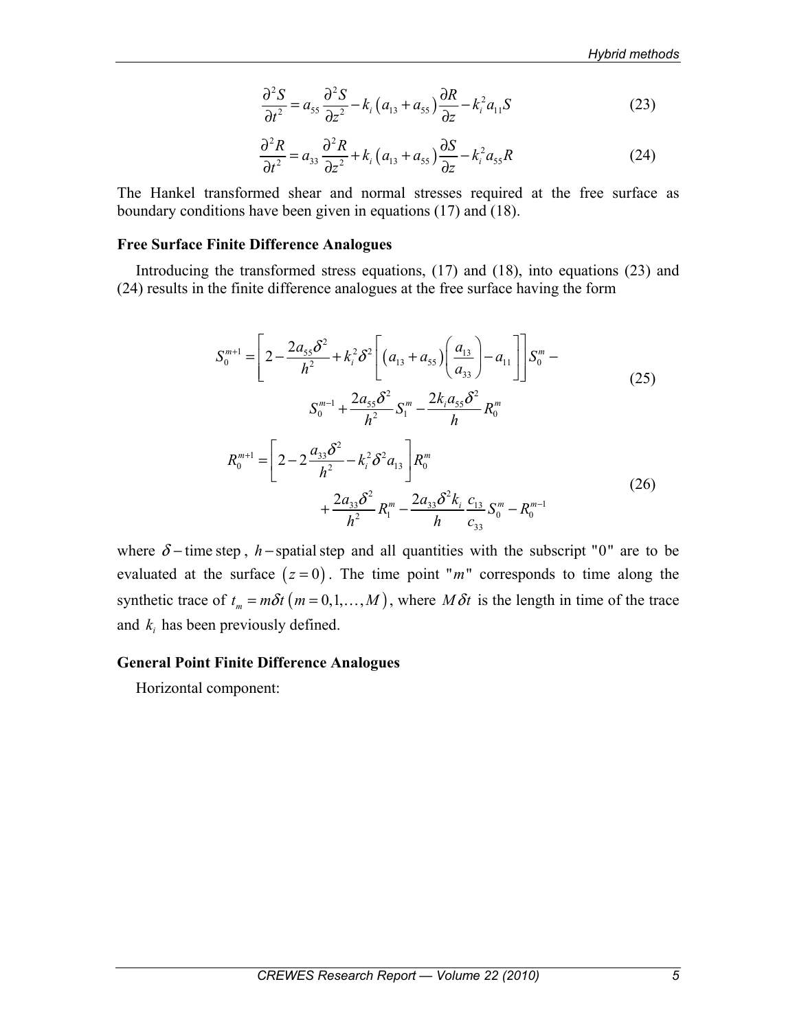$$\frac{\partial^2 S}{\partial t^2} = a_{55}\frac{\partial^2 S}{\partial z^2} - k_i\left(a_{13}+a_{55}\right)\frac{\partial R}{\partial z} - k_i^2 a_{11} S \tag{23}$$

$$\frac{\partial^2 R}{\partial t^2} = a_{33}\frac{\partial^2 R}{\partial z^2} + k_i\left(a_{13}+a_{55}\right)\frac{\partial S}{\partial z} - k_i^2 a_{55} R \tag{24}$$

The Hankel transformed shear and normal stresses required at the free surface as boundary conditions have been given in equations (17) and (18).

**Free Surface Finite Difference Analogues**

Introducing the transformed stress equations, (17) and (18), into equations (23) and (24) results in the finite difference analogues at the free surface having the form

$$S_0^{m+1} = \left[2 - \frac{2a_{55}\delta^2}{h^2} + k_i^2\delta^2\left[\left(a_{13}+a_{55}\right)\left(\frac{a_{13}}{a_{33}}\right) - a_{11}\right]\right]S_0^m - S_0^{m-1} + \frac{2a_{55}\delta^2}{h^2}S_1^m - \frac{2k_i a_{55}\delta^2}{h}R_0^m \tag{25}$$

$$R_0^{m+1} = \left[2 - 2\frac{a_{33}\delta^2}{h^2} - k_i^2\delta^2 a_{13}\right]R_0^m + \frac{2a_{33}\delta^2}{h^2}R_1^m - \frac{2a_{33}\delta^2 k_i}{h}\frac{c_{13}}{c_{33}}S_0^m - R_0^{m-1} \tag{26}$$

where $\delta$ – time step, $h$ – spatial step and all quantities with the subscript "0" are to be evaluated at the surface $(z=0)$. The time point "$m$" corresponds to time along the synthetic trace of $t_m = m\delta t\ (m = 0,1,\ldots,M)$, where $M\delta t$ is the length in time of the trace and $k_i$ has been previously defined.

**General Point Finite Difference Analogues**

Horizontal component: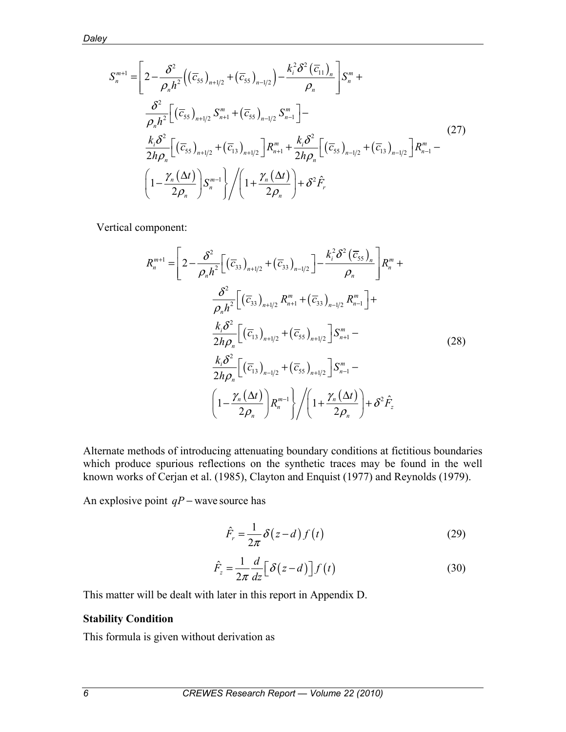$$
\begin{aligned}
S_n^{m+1} = \Bigg[ & 2 - \frac{\delta^2}{\rho_n h^2}\Big( \left(\bar{c}_{55}\right)_{n+1/2} + \left(\bar{c}_{55}\right)_{n-1/2} \Big) - \frac{k_i^2 \delta^2 \left(\bar{c}_{11}\right)_n}{\rho_n} \Bigg] S_n^m + \\
& \frac{\delta^2}{\rho_n h^2}\Big[ \left(\bar{c}_{55}\right)_{n+1/2} S_{n+1}^m + \left(\bar{c}_{55}\right)_{n-1/2} S_{n-1}^m \Big] - \\
& \frac{k_i \delta^2}{2h\rho_n}\Big[ \left(\bar{c}_{55}\right)_{n+1/2} + \left(\bar{c}_{13}\right)_{n+1/2} \Big] R_{n+1}^m + \frac{k_i \delta^2}{2h\rho_n}\Big[ \left(\bar{c}_{55}\right)_{n-1/2} + \left(\bar{c}_{13}\right)_{n-1/2} \Big] R_{n-1}^m - \\
& \left( 1 - \frac{\gamma_n \left(\Delta t\right)}{2\rho_n} \right) S_n^{m-1} \Bigg\} \Bigg/ \left( 1 + \frac{\gamma_n \left(\Delta t\right)}{2\rho_n} \right) + \delta^2 \hat{F}_r
\end{aligned}
\tag{27}
$$

Vertical component:

$$
\begin{aligned}
R_n^{m+1} = \Bigg[ & 2 - \frac{\delta^2}{\rho_n h^2}\Big[ \left(\bar{c}_{33}\right)_{n+1/2} + \left(\bar{c}_{33}\right)_{n-1/2} \Big] - \frac{k_i^2 \delta^2 \left(\bar{c}_{55}\right)_n}{\rho_n} \Bigg] R_n^m + \\
& \frac{\delta^2}{\rho_n h^2}\Big[ \left(\bar{c}_{33}\right)_{n+1/2} R_{n+1}^m + \left(\bar{c}_{33}\right)_{n-1/2} R_{n-1}^m \Big] + \\
& \frac{k_i \delta^2}{2h\rho_n}\Big[ \left(\bar{c}_{13}\right)_{n+1/2} + \left(\bar{c}_{55}\right)_{n+1/2} \Big] S_{n+1}^m - \\
& \frac{k_i \delta^2}{2h\rho_n}\Big[ \left(\bar{c}_{13}\right)_{n-1/2} + \left(\bar{c}_{55}\right)_{n+1/2} \Big] S_{n-1}^m - \\
& \left( 1 - \frac{\gamma_n \left(\Delta t\right)}{2\rho_n} \right) R_n^{m-1} \Bigg\} \Bigg/ \left( 1 + \frac{\gamma_n \left(\Delta t\right)}{2\rho_n} \right) + \delta^2 \hat{F}_z
\end{aligned}
\tag{28}
$$

Alternate methods of introducing attenuating boundary conditions at fictitious boundaries which produce spurious reflections on the synthetic traces may be found in the well known works of Cerjan et al. (1985), Clayton and Enquist (1977) and Reynolds (1979).

An explosive point $qP-$wave source has

$$
\hat{F}_r = \frac{1}{2\pi}\delta\left(z-d\right) f\left(t\right) \tag{29}
$$

$$
\hat{F}_z = \frac{1}{2\pi}\frac{d}{dz}\Big[\delta\left(z-d\right)\Big] f\left(t\right) \tag{30}
$$

This matter will be dealt with later in this report in Appendix D.

**Stability Condition**

This formula is given without derivation as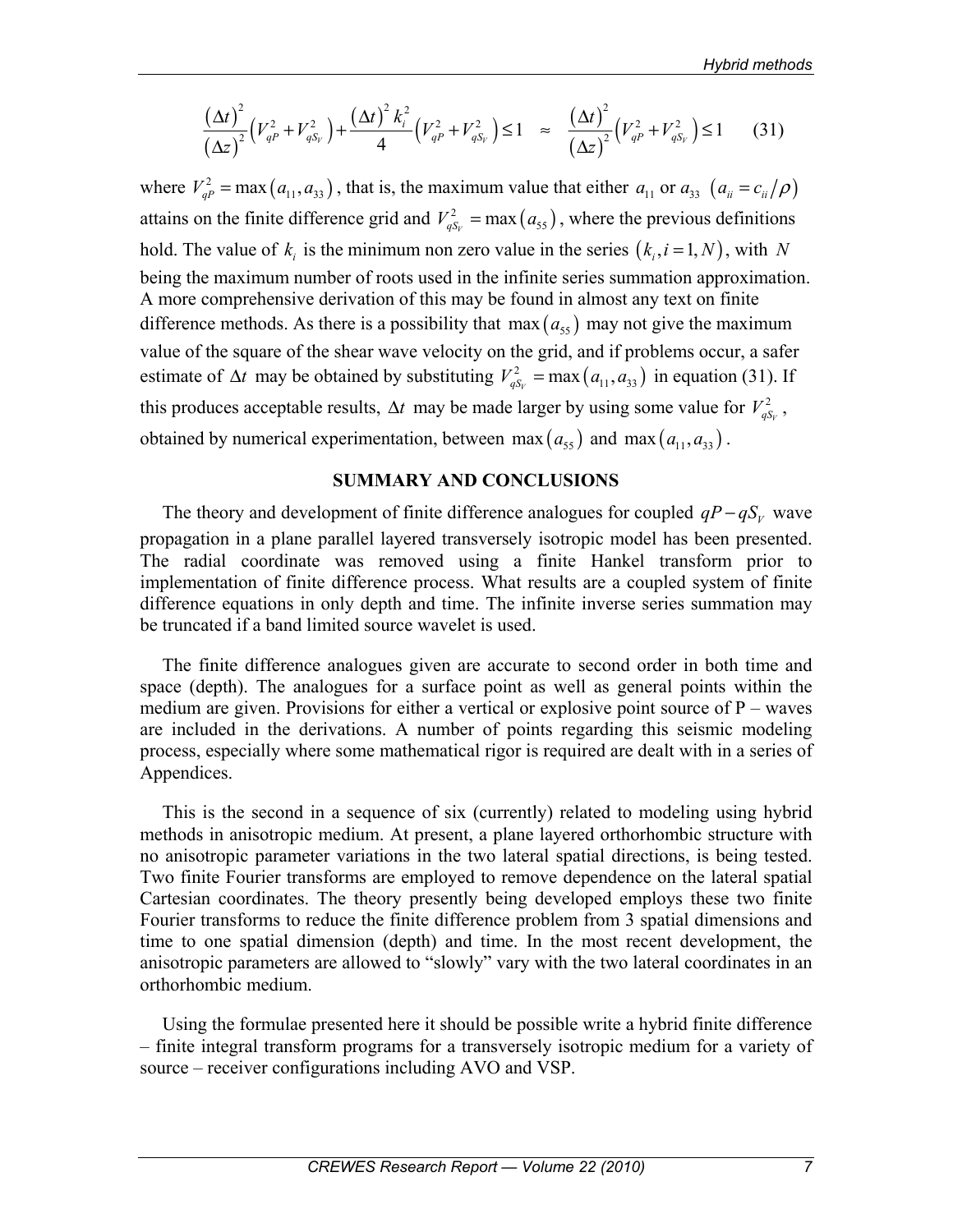$$\frac{(\Delta t)^2}{(\Delta z)^2}\left(V_{qP}^2+V_{qS_V}^2\right)+\frac{(\Delta t)^2 k_i^2}{4}\left(V_{qP}^2+V_{qS_V}^2\right)\leq 1 \quad \approx \quad \frac{(\Delta t)^2}{(\Delta z)^2}\left(V_{qP}^2+V_{qS_V}^2\right)\leq 1 \qquad (31)$$

where $V_{qP}^2 = \max(a_{11}, a_{33})$, that is, the maximum value that either $a_{11}$ or $a_{33}$ $(a_{ii} = c_{ii}/\rho)$ attains on the finite difference grid and $V_{qS_V}^2 = \max(a_{55})$, where the previous definitions hold. The value of $k_i$ is the minimum non zero value in the series $(k_i, i = 1, N)$, with $N$ being the maximum number of roots used in the infinite series summation approximation. A more comprehensive derivation of this may be found in almost any text on finite difference methods. As there is a possibility that $\max(a_{55})$ may not give the maximum value of the square of the shear wave velocity on the grid, and if problems occur, a safer estimate of $\Delta t$ may be obtained by substituting $V_{qS_V}^2 = \max(a_{11}, a_{33})$ in equation (31). If this produces acceptable results, $\Delta t$ may be made larger by using some value for $V_{qS_V}^2$, obtained by numerical experimentation, between $\max(a_{55})$ and $\max(a_{11}, a_{33})$.

## SUMMARY AND CONCLUSIONS

The theory and development of finite difference analogues for coupled $qP - qS_V$ wave propagation in a plane parallel layered transversely isotropic model has been presented. The radial coordinate was removed using a finite Hankel transform prior to implementation of finite difference process. What results are a coupled system of finite difference equations in only depth and time. The infinite inverse series summation may be truncated if a band limited source wavelet is used.

The finite difference analogues given are accurate to second order in both time and space (depth). The analogues for a surface point as well as general points within the medium are given. Provisions for either a vertical or explosive point source of P – waves are included in the derivations. A number of points regarding this seismic modeling process, especially where some mathematical rigor is required are dealt with in a series of Appendices.

This is the second in a sequence of six (currently) related to modeling using hybrid methods in anisotropic medium. At present, a plane layered orthorhombic structure with no anisotropic parameter variations in the two lateral spatial directions, is being tested. Two finite Fourier transforms are employed to remove dependence on the lateral spatial Cartesian coordinates. The theory presently being developed employs these two finite Fourier transforms to reduce the finite difference problem from 3 spatial dimensions and time to one spatial dimension (depth) and time. In the most recent development, the anisotropic parameters are allowed to "slowly" vary with the two lateral coordinates in an orthorhombic medium.

Using the formulae presented here it should be possible write a hybrid finite difference – finite integral transform programs for a transversely isotropic medium for a variety of source – receiver configurations including AVO and VSP.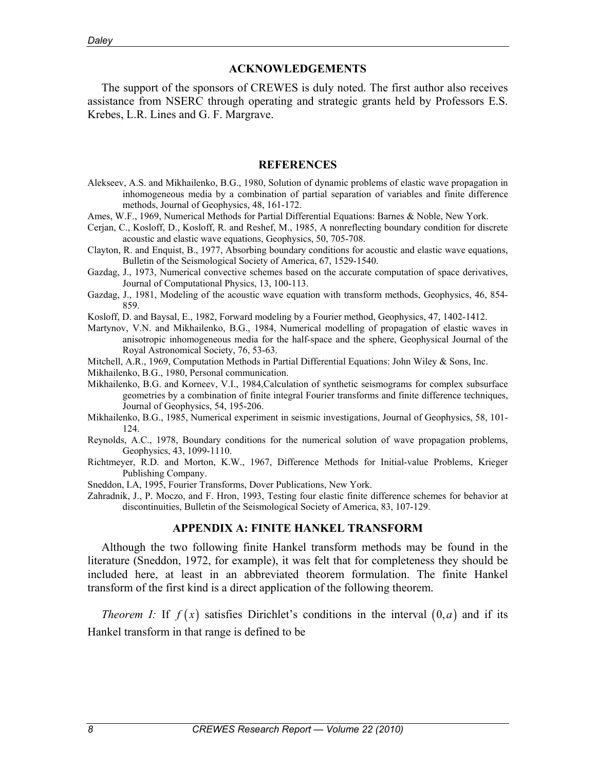## ACKNOWLEDGEMENTS

The support of the sponsors of CREWES is duly noted. The first author also receives assistance from NSERC through operating and strategic grants held by Professors E.S. Krebes, L.R. Lines and G. F. Margrave.

## REFERENCES

Alekseev, A.S. and Mikhailenko, B.G., 1980, Solution of dynamic problems of elastic wave propagation in inhomogeneous media by a combination of partial separation of variables and finite difference methods, Journal of Geophysics, 48, 161-172.

Ames, W.F., 1969, Numerical Methods for Partial Differential Equations: Barnes & Noble, New York.

Cerjan, C., Kosloff, D., Kosloff, R. and Reshef, M., 1985, A nonreflecting boundary condition for discrete acoustic and elastic wave equations, Geophysics, 50, 705-708.

Clayton, R. and Enquist, B., 1977, Absorbing boundary conditions for acoustic and elastic wave equations, Bulletin of the Seismological Society of America, 67, 1529-1540.

Gazdag, J., 1973, Numerical convective schemes based on the accurate computation of space derivatives, Journal of Computational Physics, 13, 100-113.

Gazdag, J., 1981, Modeling of the acoustic wave equation with transform methods, Geophysics, 46, 854-859.

Kosloff, D. and Baysal, E., 1982, Forward modeling by a Fourier method, Geophysics, 47, 1402-1412.

Martynov, V.N. and Mikhailenko, B.G., 1984, Numerical modelling of propagation of elastic waves in anisotropic inhomogeneous media for the half-space and the sphere, Geophysical Journal of the Royal Astronomical Society, 76, 53-63.

Mitchell, A.R., 1969, Computation Methods in Partial Differential Equations: John Wiley & Sons, Inc.

Mikhailenko, B.G., 1980, Personal communication.

Mikhailenko, B.G. and Korneev, V.I., 1984,Calculation of synthetic seismograms for complex subsurface geometries by a combination of finite integral Fourier transforms and finite difference techniques, Journal of Geophysics, 54, 195-206.

Mikhailenko, B.G., 1985, Numerical experiment in seismic investigations, Journal of Geophysics, 58, 101-124.

Reynolds, A.C., 1978, Boundary conditions for the numerical solution of wave propagation problems, Geophysics, 43, 1099-1110.

Richtmeyer, R.D. and Morton, K.W., 1967, Difference Methods for Initial-value Problems, Krieger Publishing Company.

Sneddon, I.A, 1995, Fourier Transforms, Dover Publications, New York.

Zahradnik, J., P. Moczo, and F. Hron, 1993, Testing four elastic finite difference schemes for behavior at discontinuities, Bulletin of the Seismological Society of America, 83, 107-129.

## APPENDIX A: FINITE HANKEL TRANSFORM

Although the two following finite Hankel transform methods may be found in the literature (Sneddon, 1972, for example), it was felt that for completeness they should be included here, at least in an abbreviated theorem formulation. The finite Hankel transform of the first kind is a direct application of the following theorem.

*Theorem I:* If $f(x)$ satisfies Dirichlet's conditions in the interval $(0, a)$ and if its Hankel transform in that range is defined to be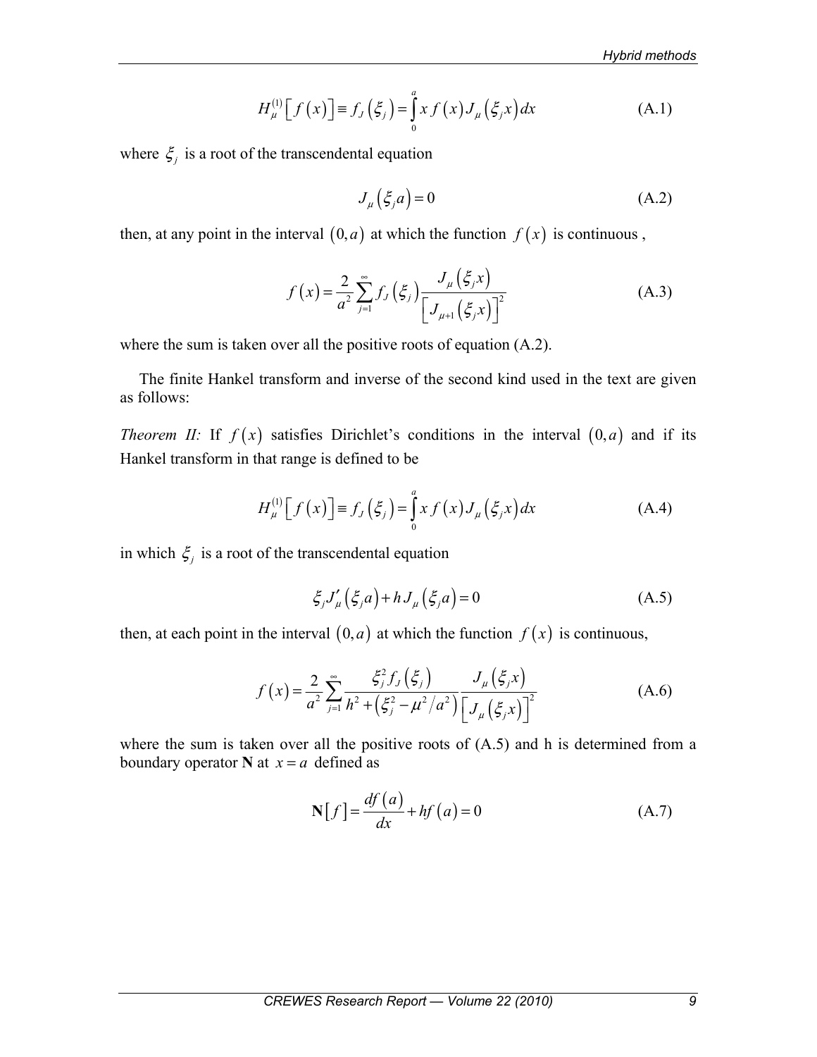$$H_{\mu}^{(1)}\left[f(x)\right] \equiv f_J\left(\xi_j\right) = \int_0^a x\, f(x) J_{\mu}\left(\xi_j x\right) dx \tag{A.1}$$

where $\xi_j$ is a root of the transcendental equation

$$J_{\mu}\left(\xi_j a\right) = 0 \tag{A.2}$$

then, at any point in the interval $(0,a)$ at which the function $f(x)$ is continuous ,

$$f(x) = \frac{2}{a^2}\sum_{j=1}^{\infty} f_J\left(\xi_j\right) \frac{J_{\mu}\left(\xi_j x\right)}{\left[J_{\mu+1}\left(\xi_j x\right)\right]^2} \tag{A.3}$$

where the sum is taken over all the positive roots of equation (A.2).

The finite Hankel transform and inverse of the second kind used in the text are given as follows:

*Theorem II:* If $f(x)$ satisfies Dirichlet's conditions in the interval $(0,a)$ and if its Hankel transform in that range is defined to be

$$H_{\mu}^{(1)}\left[f(x)\right] \equiv f_J\left(\xi_j\right) = \int_0^a x\, f(x) J_{\mu}\left(\xi_j x\right) dx \tag{A.4}$$

in which $\xi_j$ is a root of the transcendental equation

$$\xi_j J'_{\mu}\left(\xi_j a\right) + h J_{\mu}\left(\xi_j a\right) = 0 \tag{A.5}$$

then, at each point in the interval $(0,a)$ at which the function $f(x)$ is continuous,

$$f(x) = \frac{2}{a^2}\sum_{j=1}^{\infty} \frac{\xi_j^2 f_J\left(\xi_j\right)}{h^2 + \left(\xi_j^2 - \mu^2/a^2\right)} \frac{J_{\mu}\left(\xi_j x\right)}{\left[J_{\mu}\left(\xi_j x\right)\right]^2} \tag{A.6}$$

where the sum is taken over all the positive roots of (A.5) and h is determined from a boundary operator **N** at $x = a$ defined as

$$\mathbf{N}\left[f\right] = \frac{df(a)}{dx} + hf(a) = 0 \tag{A.7}$$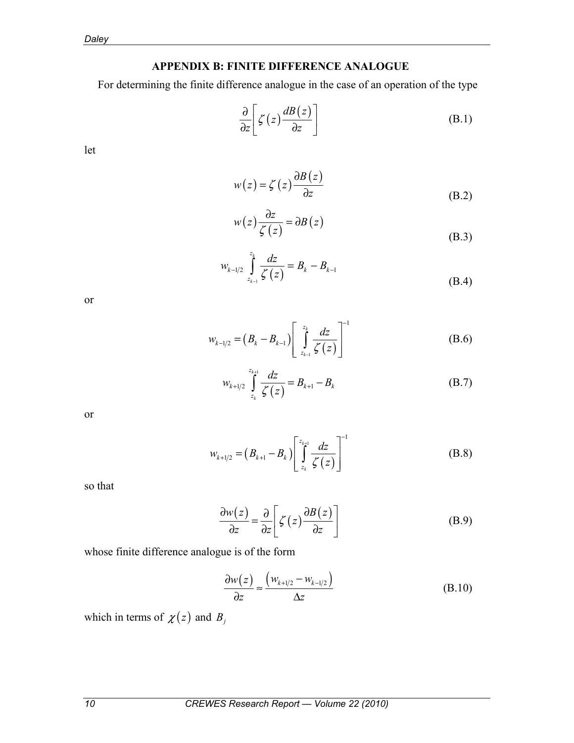## APPENDIX B: FINITE DIFFERENCE ANALOGUE

For determining the finite difference analogue in the case of an operation of the type

$$\frac{\partial}{\partial z}\left[\zeta(z)\frac{dB(z)}{\partial z}\right] \tag{B.1}$$

let

$$w(z) = \zeta(z)\frac{\partial B(z)}{\partial z} \tag{B.2}$$

$$w(z)\frac{\partial z}{\zeta(z)} = \partial B(z) \tag{B.3}$$

$$w_{k-1/2}\int_{z_{k-1}}^{z_k}\frac{dz}{\zeta(z)} = B_k - B_{k-1} \tag{B.4}$$

or

$$w_{k-1/2} = \left(B_k - B_{k-1}\right)\left[\int_{z_{k-1}}^{z_k}\frac{dz}{\zeta(z)}\right]^{-1} \tag{B.6}$$

$$w_{k+1/2}\int_{z_k}^{z_{k+1}}\frac{dz}{\zeta(z)} = B_{k+1} - B_k \tag{B.7}$$

or

$$w_{k+1/2} = \left(B_{k+1} - B_k\right)\left[\int_{z_k}^{z_{k+1}}\frac{dz}{\zeta(z)}\right]^{-1} \tag{B.8}$$

so that

$$\frac{\partial w(z)}{\partial z} = \frac{\partial}{\partial z}\left[\zeta(z)\frac{\partial B(z)}{\partial z}\right] \tag{B.9}$$

whose finite difference analogue is of the form

$$\frac{\partial w(z)}{\partial z} \approx \frac{\left(w_{k+1/2} - w_{k-1/2}\right)}{\Delta z} \tag{B.10}$$

which in terms of $\chi(z)$ and $B_j$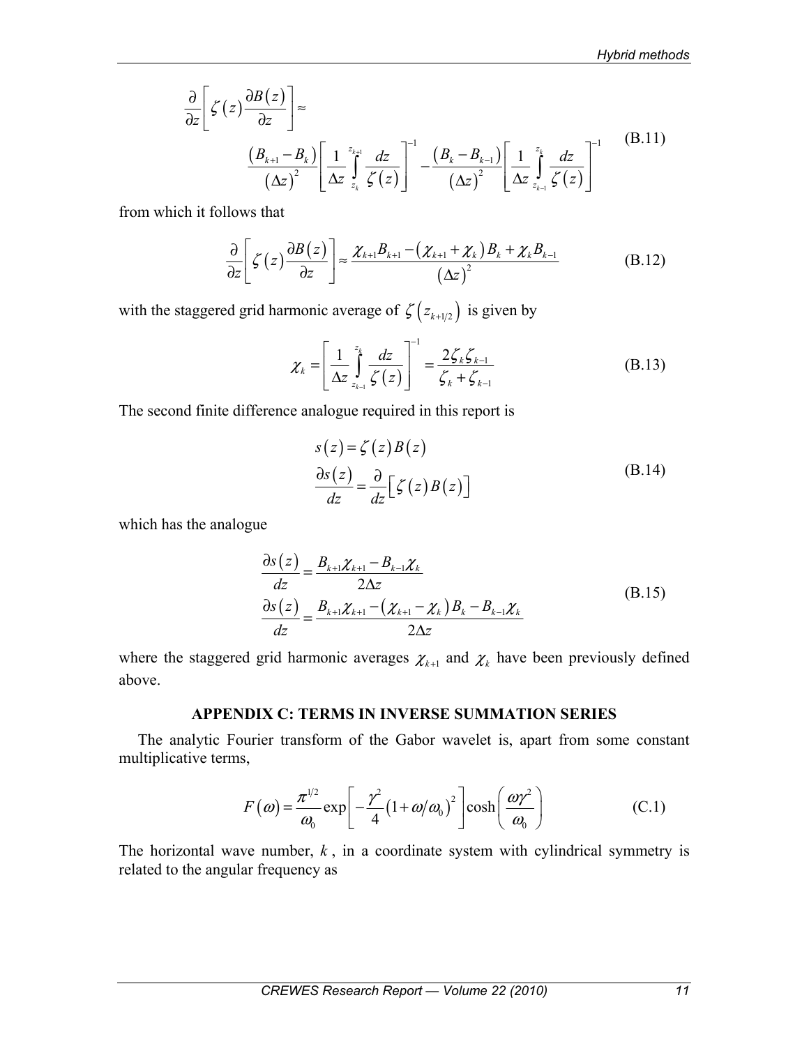$$\frac{\partial}{\partial z}\left[\zeta(z)\frac{\partial B(z)}{\partial z}\right] \approx \frac{\left(B_{k+1}-B_k\right)}{\left(\Delta z\right)^2}\left[\frac{1}{\Delta z}\int_{z_k}^{z_{k+1}}\frac{dz}{\zeta(z)}\right]^{-1} - \frac{\left(B_k-B_{k-1}\right)}{\left(\Delta z\right)^2}\left[\frac{1}{\Delta z}\int_{z_{k-1}}^{z_k}\frac{dz}{\zeta(z)}\right]^{-1} \tag{B.11}$$

from which it follows that

$$\frac{\partial}{\partial z}\left[\zeta(z)\frac{\partial B(z)}{\partial z}\right] \approx \frac{\chi_{k+1}B_{k+1}-\left(\chi_{k+1}+\chi_k\right)B_k+\chi_k B_{k-1}}{\left(\Delta z\right)^2} \tag{B.12}$$

with the staggered grid harmonic average of $\zeta\left(z_{k+1/2}\right)$ is given by

$$\chi_k = \left[\frac{1}{\Delta z}\int_{z_{k-1}}^{z_k}\frac{dz}{\zeta(z)}\right]^{-1} = \frac{2\zeta_k\zeta_{k-1}}{\zeta_k+\zeta_{k-1}} \tag{B.13}$$

The second finite difference analogue required in this report is

$$\begin{aligned} s(z) &= \zeta(z)B(z) \\ \frac{\partial s(z)}{dz} &= \frac{\partial}{dz}\left[\zeta(z)B(z)\right] \end{aligned} \tag{B.14}$$

which has the analogue

$$\begin{aligned} \frac{\partial s(z)}{dz} &= \frac{B_{k+1}\chi_{k+1}-B_{k-1}\chi_k}{2\Delta z} \\ \frac{\partial s(z)}{dz} &= \frac{B_{k+1}\chi_{k+1}-\left(\chi_{k+1}-\chi_k\right)B_k-B_{k-1}\chi_k}{2\Delta z} \end{aligned} \tag{B.15}$$

where the staggered grid harmonic averages $\chi_{k+1}$ and $\chi_k$ have been previously defined above.

## APPENDIX C: TERMS IN INVERSE SUMMATION SERIES

The analytic Fourier transform of the Gabor wavelet is, apart from some constant multiplicative terms,

$$F(\omega) = \frac{\pi^{1/2}}{\omega_0}\exp\left[-\frac{\gamma^2}{4}\left(1+\omega/\omega_0\right)^2\right]\cosh\left(\frac{\omega\gamma^2}{\omega_0}\right) \tag{C.1}$$

The horizontal wave number, $k$, in a coordinate system with cylindrical symmetry is related to the angular frequency as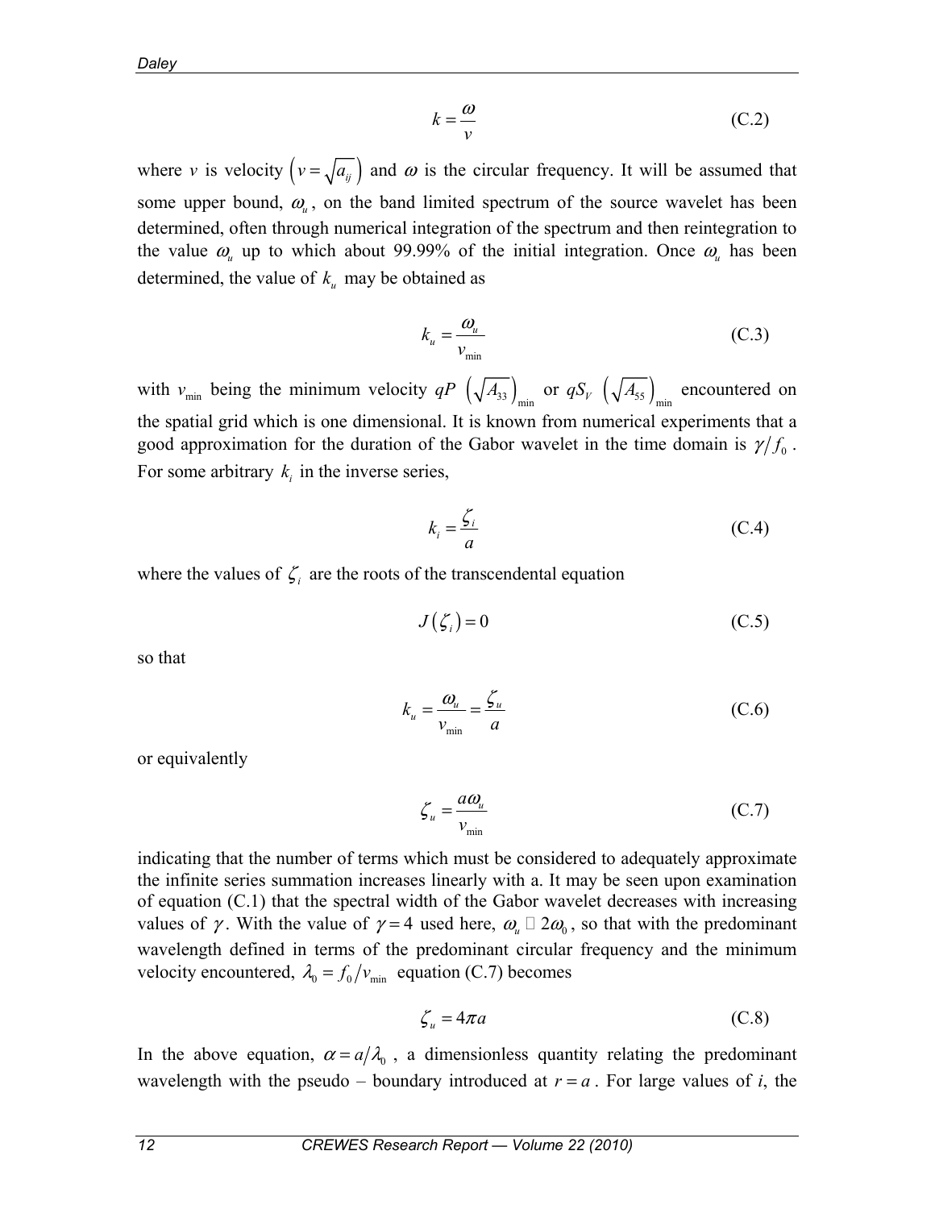$$k = \frac{\omega}{v} \tag{C.2}$$

where $v$ is velocity $\left(v = \sqrt{a_{ij}}\right)$ and $\omega$ is the circular frequency. It will be assumed that some upper bound, $\omega_u$, on the band limited spectrum of the source wavelet has been determined, often through numerical integration of the spectrum and then reintegration to the value $\omega_u$ up to which about 99.99% of the initial integration. Once $\omega_u$ has been determined, the value of $k_u$ may be obtained as

$$k_u = \frac{\omega_u}{v_{\min}} \tag{C.3}$$

with $v_{\min}$ being the minimum velocity $qP$ $\left(\sqrt{A_{33}}\right)_{\min}$ or $qS_V$ $\left(\sqrt{A_{55}}\right)_{\min}$ encountered on the spatial grid which is one dimensional. It is known from numerical experiments that a good approximation for the duration of the Gabor wavelet in the time domain is $\gamma / f_0$. For some arbitrary $k_i$ in the inverse series,

$$k_i = \frac{\zeta_i}{a} \tag{C.4}$$

where the values of $\zeta_i$ are the roots of the transcendental equation

$$J\left(\zeta_i\right) = 0 \tag{C.5}$$

so that

$$k_u = \frac{\omega_u}{v_{\min}} = \frac{\zeta_u}{a} \tag{C.6}$$

or equivalently

$$\zeta_u = \frac{a\omega_u}{v_{\min}} \tag{C.7}$$

indicating that the number of terms which must be considered to adequately approximate the infinite series summation increases linearly with a. It may be seen upon examination of equation (C.1) that the spectral width of the Gabor wavelet decreases with increasing values of $\gamma$. With the value of $\gamma = 4$ used here, $\omega_u \approx 2\omega_0$, so that with the predominant wavelength defined in terms of the predominant circular frequency and the minimum velocity encountered, $\lambda_0 = f_0 / v_{\min}$ equation (C.7) becomes

$$\zeta_u = 4\pi a \tag{C.8}$$

In the above equation, $\alpha = a/\lambda_0$, a dimensionless quantity relating the predominant wavelength with the pseudo – boundary introduced at $r = a$. For large values of *i*, the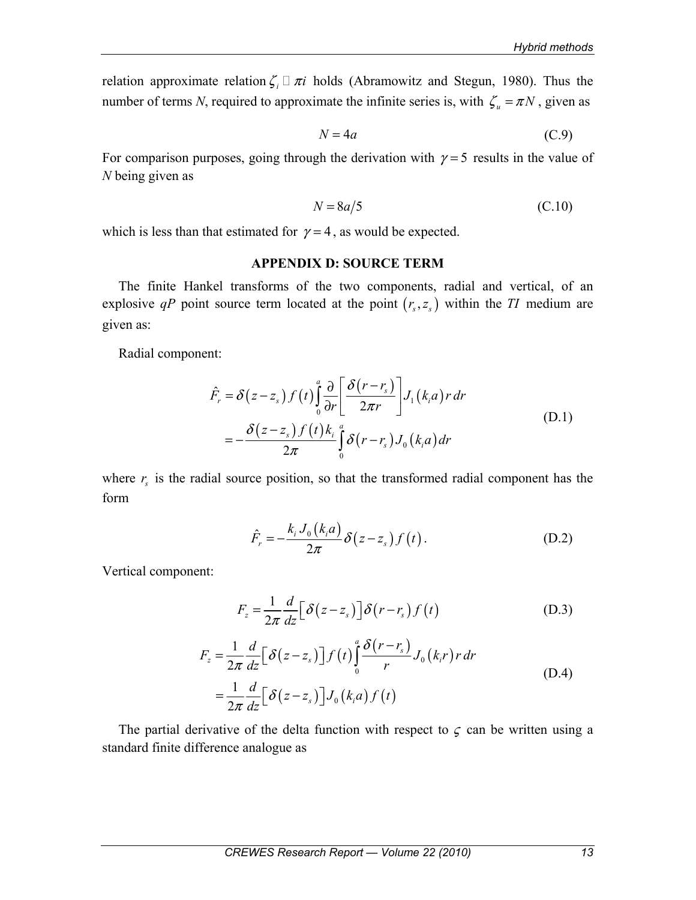relation approximate relation $\zeta_i \approx \pi i$ holds (Abramowitz and Stegun, 1980). Thus the number of terms *N*, required to approximate the infinite series is, with $\zeta_u = \pi N$, given as

$$N = 4a \tag{C.9}$$

For comparison purposes, going through the derivation with $\gamma = 5$ results in the value of *N* being given as

$$N = 8a/5 \tag{C.10}$$

which is less than that estimated for $\gamma = 4$, as would be expected.

## APPENDIX D: SOURCE TERM

The finite Hankel transforms of the two components, radial and vertical, of an explosive *qP* point source term located at the point $(r_s, z_s)$ within the *TI* medium are given as:

Radial component:

$$\begin{aligned}\hat{F}_r &= \delta(z - z_s) f(t) \int_0^a \frac{\partial}{\partial r}\left[\frac{\delta(r - r_s)}{2\pi r}\right] J_1(k_i a) r\, dr \\ &= -\frac{\delta(z - z_s) f(t) k_i}{2\pi} \int_0^a \delta(r - r_s) J_0(k_i a) dr\end{aligned} \tag{D.1}$$

where $r_s$ is the radial source position, so that the transformed radial component has the form

$$\hat{F}_r = -\frac{k_i J_0(k_i a)}{2\pi} \delta(z - z_s) f(t). \tag{D.2}$$

Vertical component:

$$F_z = \frac{1}{2\pi} \frac{d}{dz}\left[\delta(z - z_s)\right] \delta(r - r_s) f(t) \tag{D.3}$$

$$\begin{aligned}F_z &= \frac{1}{2\pi} \frac{d}{dz}\left[\delta(z - z_s)\right] f(t) \int_0^a \frac{\delta(r - r_s)}{r} J_0(k_i r) r\, dr \\ &= \frac{1}{2\pi} \frac{d}{dz}\left[\delta(z - z_s)\right] J_0(k_i a) f(t)\end{aligned} \tag{D.4}$$

The partial derivative of the delta function with respect to $\varsigma$ can be written using a standard finite difference analogue as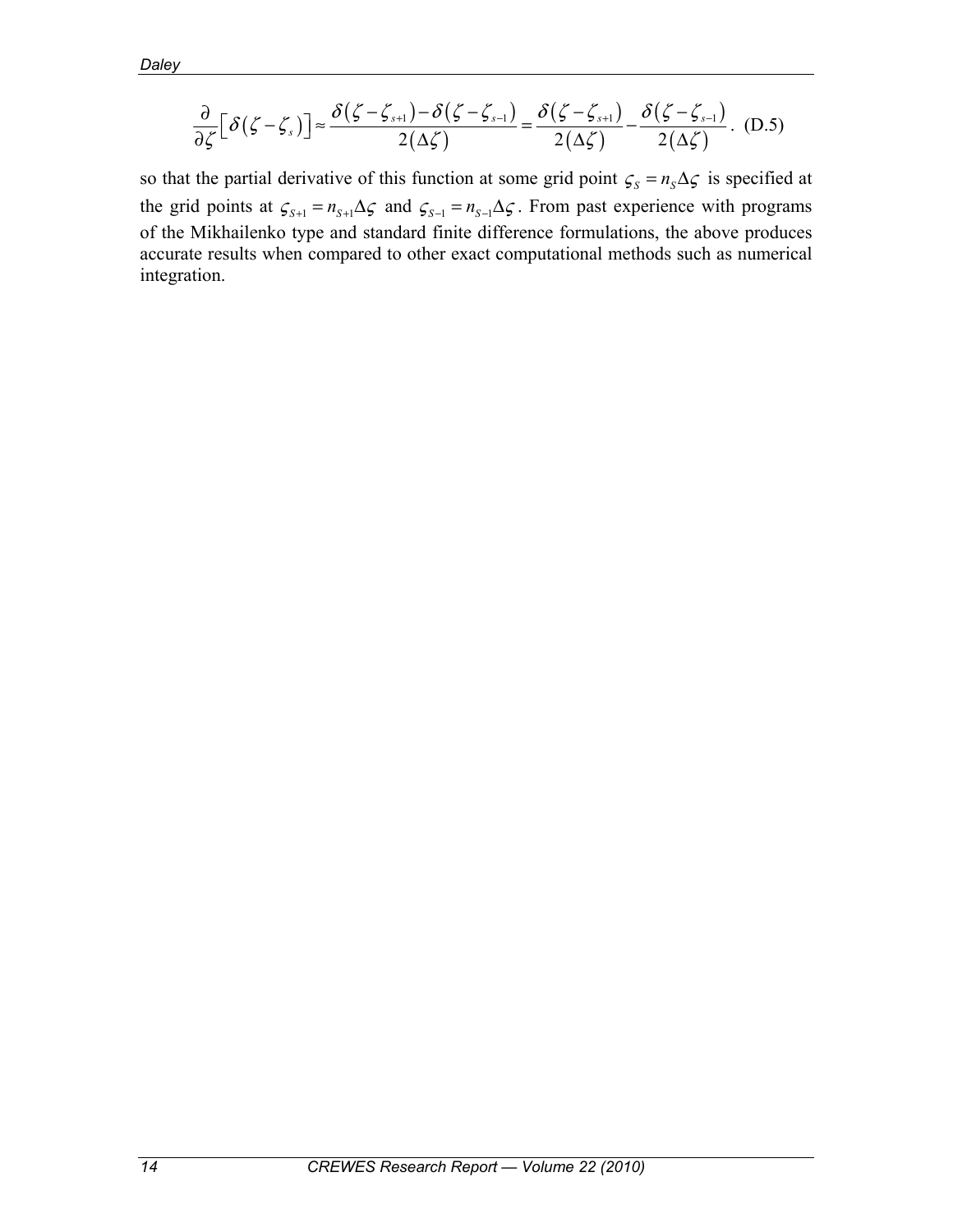$$\frac{\partial}{\partial \zeta}\left[\delta\left(\zeta-\zeta_{s}\right)\right] \approx \frac{\delta\left(\zeta-\zeta_{s+1}\right)-\delta\left(\zeta-\zeta_{s-1}\right)}{2(\Delta \zeta)}=\frac{\delta\left(\zeta-\zeta_{s+1}\right)}{2(\Delta \zeta)}-\frac{\delta\left(\zeta-\zeta_{s-1}\right)}{2(\Delta \zeta)} . \quad \text{(D.5)}$$

so that the partial derivative of this function at some grid point $\varsigma_S = n_S \Delta\varsigma$ is specified at the grid points at $\varsigma_{S+1} = n_{S+1}\Delta\varsigma$ and $\varsigma_{S-1} = n_{S-1}\Delta\varsigma$. From past experience with programs of the Mikhailenko type and standard finite difference formulations, the above produces accurate results when compared to other exact computational methods such as numerical integration.